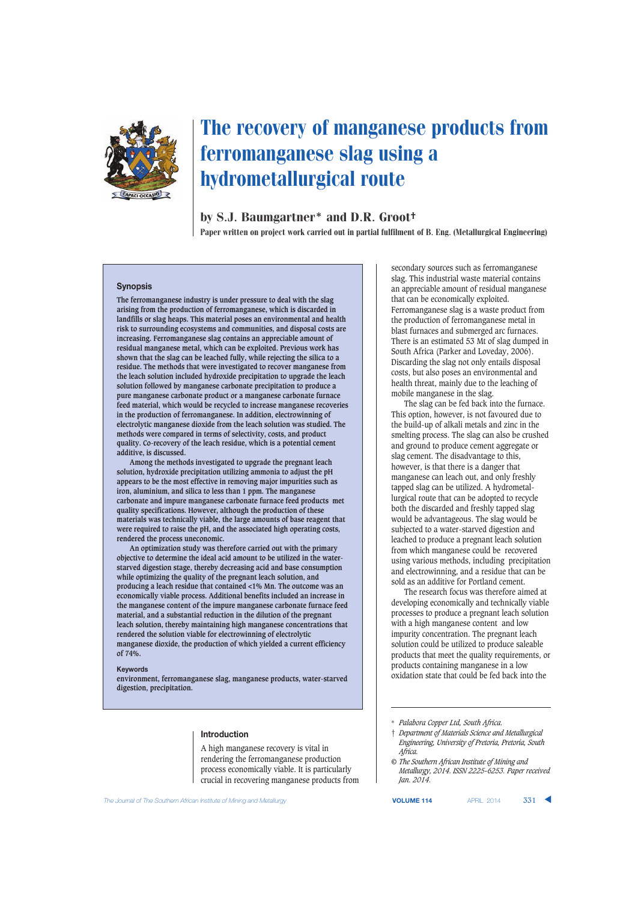# The recovery of manganese products from ferromanganese slag using a hydrometallurgical route

by S.J. Baumgartner* and D.R. Groot†

**Paper written on project work carried out in partial fulfilment of B. Eng. (Metallurgical Engineering)**

## Synopsis

The ferromanganese industry is under pressure to deal with the slag arising from the production of ferromanganese, which is discarded in landfills or slag heaps. This material poses an environmental and health risk to surrounding ecosystems and communities, and disposal costs are increasing. Ferromanganese slag contains an appreciable amount of residual manganese metal, which can be exploited. Previous work has shown that the slag can be leached fully, while rejecting the silica to a residue. The methods that were investigated to recover manganese from the leach solution included hydroxide precipitation to upgrade the leach solution followed by manganese carbonate precipitation to produce a pure manganese carbonate product or a manganese carbonate furnace feed material, which would be recycled to increase manganese recoveries in the production of ferromanganese. In addition, electrowinning of electrolytic manganese dioxide from the leach solution was studied. The methods were compared in terms of selectivity, costs, and product quality. Co-recovery of the leach residue, which is a potential cement additive, is discussed.

Among the methods investigated to upgrade the pregnant leach solution, hydroxide precipitation utilizing ammonia to adjust the pH appears to be the most effective in removing major impurities such as iron, aluminium, and silica to less than 1 ppm. The manganese carbonate and impure manganese carbonate furnace feed products met quality specifications. However, although the production of these materials was technically viable, the large amounts of base reagent that were required to raise the pH, and the associated high operating costs, rendered the process uneconomic.

An optimization study was therefore carried out with the primary objective to determine the ideal acid amount to be utilized in the water-starved digestion stage, thereby decreasing acid and base consumption while optimizing the quality of the pregnant leach solution, and producing a leach residue that contained <1% Mn. The outcome was an economically viable process. Additional benefits included an increase in the manganese content of the impure manganese carbonate furnace feed material, and a substantial reduction in the dilution of the pregnant leach solution, thereby maintaining high manganese concentrations that rendered the solution viable for electrowinning of electrolytic manganese dioxide, the production of which yielded a current efficiency of 74%.

### Keywords

environment, ferromanganese slag, manganese products, water-starved digestion, precipitation.

## Introduction

A high manganese recovery is vital in rendering the ferromanganese production process economically viable. It is particularly crucial in recovering manganese products from secondary sources such as ferromanganese slag. This industrial waste material contains an appreciable amount of residual manganese that can be economically exploited. Ferromanganese slag is a waste product from the production of ferromanganese metal in blast furnaces and submerged arc furnaces. There is an estimated 53 Mt of slag dumped in South Africa (Parker and Loveday, 2006). Discarding the slag not only entails disposal costs, but also poses an environmental and health threat, mainly due to the leaching of mobile manganese in the slag.

The slag can be fed back into the furnace. This option, however, is not favoured due to the build-up of alkali metals and zinc in the smelting process. The slag can also be crushed and ground to produce cement aggregate or slag cement. The disadvantage to this, however, is that there is a danger that manganese can leach out, and only freshly tapped slag can be utilized. A hydrometallurgical route that can be adopted to recycle both the discarded and freshly tapped slag would be advantageous. The slag would be subjected to a water-starved digestion and leached to produce a pregnant leach solution from which manganese could be recovered using various methods, including precipitation and electrowinning, and a residue that can be sold as an additive for Portland cement.

The research focus was therefore aimed at developing economically and technically viable processes to produce a pregnant leach solution with a high manganese content and low impurity concentration. The pregnant leach solution could be utilized to produce saleable products that meet the quality requirements, or products containing manganese in a low oxidation state that could be fed back into the

---

\* *Palabora Copper Ltd, South Africa.*

† *Department of Materials Science and Metallurgical Engineering, University of Pretoria, Pretoria, South Africa.*

© *The Southern African Institute of Mining and Metallurgy, 2014. ISSN 2225-6253. Paper received Jan. 2014.*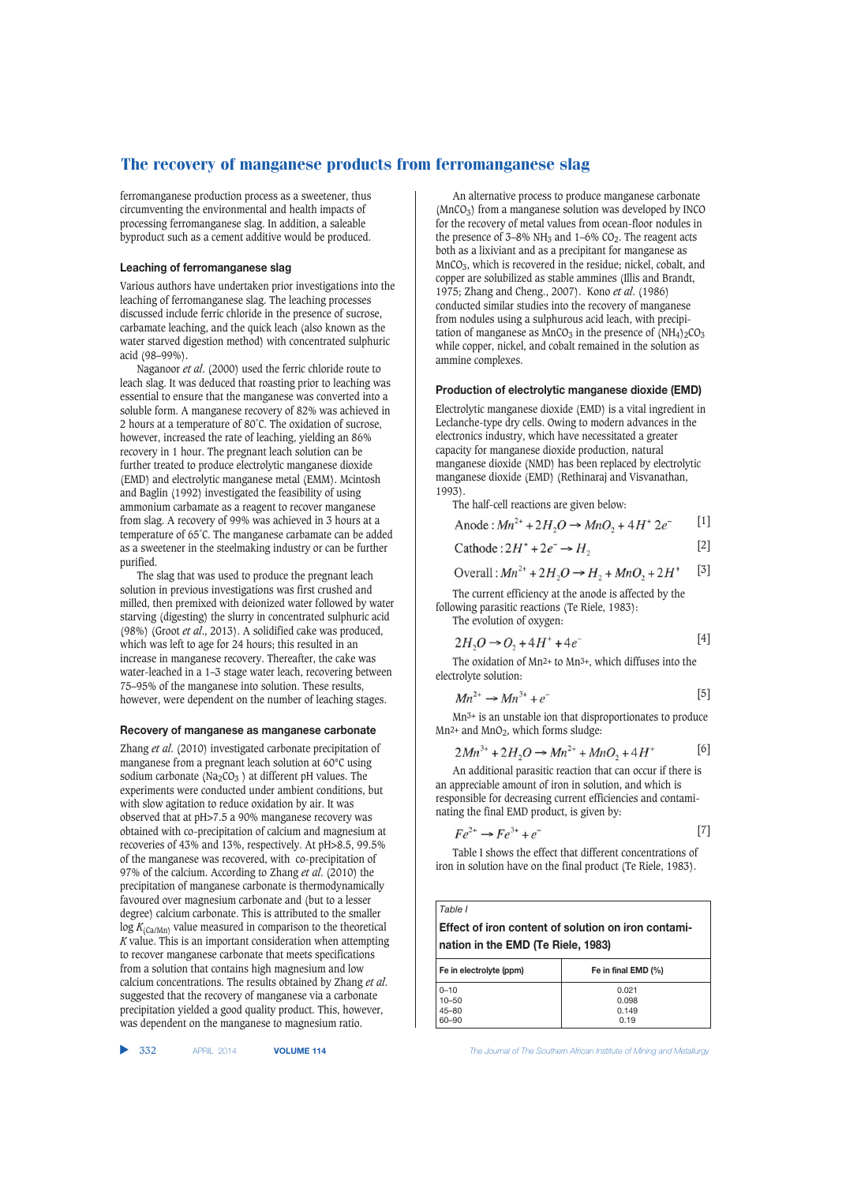ferromanganese production process as a sweetener, thus circumventing the environmental and health impacts of processing ferromanganese slag. In addition, a saleable byproduct such as a cement additive would be produced.

## Leaching of ferromanganese slag

Various authors have undertaken prior investigations into the leaching of ferromanganese slag. The leaching processes discussed include ferric chloride in the presence of sucrose, carbamate leaching, and the quick leach (also known as the water starved digestion method) with concentrated sulphuric acid (98–99%).

Naganoor *et al.* (2000) used the ferric chloride route to leach slag. It was deduced that roasting prior to leaching was essential to ensure that the manganese was converted into a soluble form. A manganese recovery of 82% was achieved in 2 hours at a temperature of 80°C. The oxidation of sucrose, however, increased the rate of leaching, yielding an 86% recovery in 1 hour. The pregnant leach solution can be further treated to produce electrolytic manganese dioxide (EMD) and electrolytic manganese metal (EMM). Mcintosh and Baglin (1992) investigated the feasibility of using ammonium carbamate as a reagent to recover manganese from slag. A recovery of 99% was achieved in 3 hours at a temperature of 65°C. The manganese carbamate can be added as a sweetener in the steelmaking industry or can be further purified.

The slag that was used to produce the pregnant leach solution in previous investigations was first crushed and milled, then premixed with deionized water followed by water starving (digesting) the slurry in concentrated sulphuric acid (98%) (Groot *et al.*, 2013). A solidified cake was produced, which was left to age for 24 hours; this resulted in an increase in manganese recovery. Thereafter, the cake was water-leached in a 1–3 stage water leach, recovering between 75–95% of the manganese into solution. These results, however, were dependent on the number of leaching stages.

## Recovery of manganese as manganese carbonate

Zhang *et al.* (2010) investigated carbonate precipitation of manganese from a pregnant leach solution at 60°C using sodium carbonate ($Na_2CO_3$ ) at different pH values. The experiments were conducted under ambient conditions, but with slow agitation to reduce oxidation by air. It was observed that at pH>7.5 a 90% manganese recovery was obtained with co-precipitation of calcium and magnesium at recoveries of 43% and 13%, respectively. At pH>8.5, 99.5% of the manganese was recovered, with co-precipitation of 97% of the calcium. According to Zhang *et al.* (2010) the precipitation of manganese carbonate is thermodynamically favoured over magnesium carbonate and (but to a lesser degree) calcium carbonate. This is attributed to the smaller log $K_{(Ca/Mn)}$ value measured in comparison to the theoretical $K$ value. This is an important consideration when attempting to recover manganese carbonate that meets specifications from a solution that contains high magnesium and low calcium concentrations. The results obtained by Zhang *et al.* suggested that the recovery of manganese via a carbonate precipitation yielded a good quality product. This, however, was dependent on the manganese to magnesium ratio.

An alternative process to produce manganese carbonate ($MnCO_3$) from a manganese solution was developed by INCO for the recovery of metal values from ocean-floor nodules in the presence of 3–8% $NH_3$ and 1–6% $CO_2$. The reagent acts both as a lixiviant and as a precipitant for manganese as $MnCO_3$, which is recovered in the residue; nickel, cobalt, and copper are solubilized as stable ammines (Illis and Brandt, 1975; Zhang and Cheng., 2007). Kono *et al.* (1986) conducted similar studies into the recovery of manganese from nodules using a sulphurous acid leach, with precipitation of manganese as $MnCO_3$ in the presence of $(NH_4)_2CO_3$ while copper, nickel, and cobalt remained in the solution as ammine complexes.

## Production of electrolytic manganese dioxide (EMD)

Electrolytic manganese dioxide (EMD) is a vital ingredient in Leclanche-type dry cells. Owing to modern advances in the electronics industry, which have necessitated a greater capacity for manganese dioxide production, natural manganese dioxide (NMD) has been replaced by electrolytic manganese dioxide (EMD) (Rethinaraj and Visvanathan, 1993).

The half-cell reactions are given below:

$$\text{Anode}: Mn^{2+} + 2H_2O \rightarrow MnO_2 + 4H^+ \; 2e^- \qquad [1]$$

$$\text{Cathode}: 2H^+ + 2e^- \rightarrow H_2 \qquad [2]$$

$$\text{Overall}: Mn^{2+} + 2H_2O \rightarrow H_2 + MnO_2 + 2H^+ \qquad [3]$$

The current efficiency at the anode is affected by the following parasitic reactions (Te Riele, 1983):

The evolution of oxygen:

$$2H_2O \rightarrow O_2 + 4H^+ + 4e^- \qquad [4]$$

The oxidation of $Mn^{2+}$ to $Mn^{3+}$, which diffuses into the electrolyte solution:

$$Mn^{2+} \rightarrow Mn^{3+} + e^- \qquad [5]$$

$Mn^{3+}$ is an unstable ion that disproportionates to produce $Mn^{2+}$ and $MnO_2$, which forms sludge:

$$2Mn^{3+} + 2H_2O \rightarrow Mn^{2+} + MnO_2 + 4H^+ \qquad [6]$$

An additional parasitic reaction that can occur if there is an appreciable amount of iron in solution, and which is responsible for decreasing current efficiencies and contaminating the final EMD product, is given by:

$$Fe^{2+} \rightarrow Fe^{3+} + e^- \qquad [7]$$

Table I shows the effect that different concentrations of iron in solution have on the final product (Te Riele, 1983).

*Table I*

**Effect of iron content of solution on iron contamination in the EMD (Te Riele, 1983)**

| Fe in electrolyte (ppm) | Fe in final EMD (%) |
|---|---|
| 0–10 | 0.021 |
| 10–50 | 0.098 |
| 45–80 | 0.149 |
| 60–90 | 0.19 |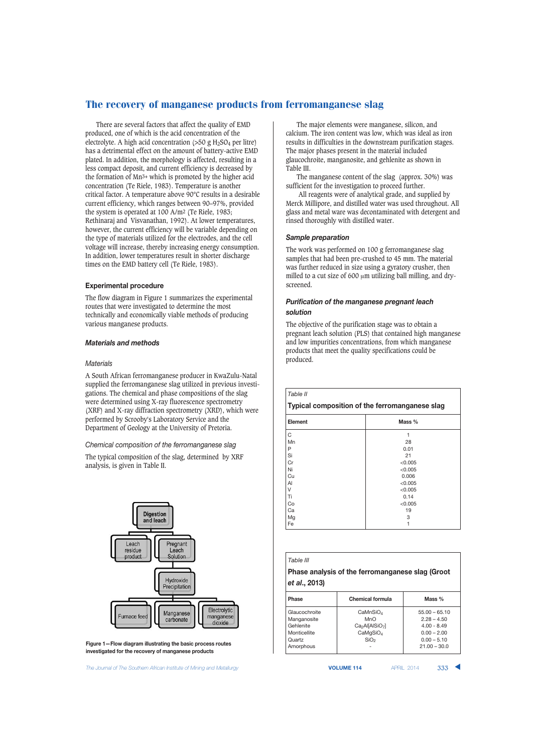There are several factors that affect the quality of EMD produced, one of which is the acid concentration of the electrolyte. A high acid concentration (>50 g $H_2SO_4$ per litre) has a detrimental effect on the amount of battery-active EMD plated. In addition, the morphology is affected, resulting in a less compact deposit, and current efficiency is decreased by the formation of $Mn^{3+}$ which is promoted by the higher acid concentration (Te Riele, 1983). Temperature is another critical factor. A temperature above 90°C results in a desirable current efficiency, which ranges between 90–97%, provided the system is operated at 100 A/$m^2$ (Te Riele, 1983; Rethinaraj and Visvanathan, 1992). At lower temperatures, however, the current efficiency will be variable depending on the type of materials utilized for the electrodes, and the cell voltage will increase, thereby increasing energy consumption. In addition, lower temperatures result in shorter discharge times on the EMD battery cell (Te Riele, 1983).

## Experimental procedure

The flow diagram in Figure 1 summarizes the experimental routes that were investigated to determine the most technically and economically viable methods of producing various manganese products.

### *Materials and methods*

#### *Materials*

A South African ferromanganese producer in KwaZulu-Natal supplied the ferromanganese slag utilized in previous investigations. The chemical and phase compositions of the slag were determined using X-ray fluorescence spectrometry (XRF) and X-ray diffraction spectrometry (XRD), which were performed by Scrooby's Laboratory Service and the Department of Geology at the University of Pretoria.

#### *Chemical composition of the ferromanganese slag*

The typical composition of the slag, determined by XRF analysis, is given in Table II.

Digestion and leach → Leach residue product; Pregnant Leach Solution → Hydroxide Precipitation → Furnace feed; Manganese carbonate; Electrolytic manganese dioxide

**Figure 1—Flow diagram illustrating the basic process routes investigated for the recovery of manganese products**

The major elements were manganese, silicon, and calcium. The iron content was low, which was ideal as iron results in difficulties in the downstream purification stages. The major phases present in the material included glaucochroite, manganosite, and gehlenite as shown in Table III.

The manganese content of the slag (approx. 30%) was sufficient for the investigation to proceed further.

All reagents were of analytical grade, and supplied by Merck Millipore, and distilled water was used throughout. All glass and metal ware was decontaminated with detergent and rinsed thoroughly with distilled water.

### *Sample preparation*

The work was performed on 100 g ferromanganese slag samples that had been pre-crushed to 45 mm. The material was further reduced in size using a gyratory crusher, then milled to a cut size of 600 μm utilizing ball milling, and dry-screened.

### *Purification of the manganese pregnant leach solution*

The objective of the purification stage was to obtain a pregnant leach solution (PLS) that contained high manganese and low impurities concentrations, from which manganese products that meet the quality specifications could be produced.

*Table II*

**Typical composition of the ferromanganese slag**

| Element | Mass % |
|---|---|
| C | 1 |
| Mn | 28 |
| P | 0.01 |
| Si | 21 |
| Cr | <0.005 |
| Ni | <0.005 |
| Cu | 0.006 |
| Al | <0.005 |
| V | <0.005 |
| Ti | 0.14 |
| Co | <0.005 |
| Ca | 19 |
| Mg | 3 |
| Fe | 1 |

*Table III*

**Phase analysis of the ferromanganese slag (Groot *et al.*, 2013)**

| Phase | Chemical formula | Mass % |
|---|---|---|
| Glaucochroite | $CaMnSiO_4$ | 55.00 – 65.10 |
| Manganosite | MnO | 2.28 – 4.50 |
| Gehlenite | $Ca_2Al[AlSiO_7]$ | 4.00 - 8.49 |
| Monticellite | $CaMgSiO_4$ | 0.00 – 2.00 |
| Quartz | $SiO_2$ | 0.00 – 5.10 |
| Amorphous | - | 21.00 – 30.0 |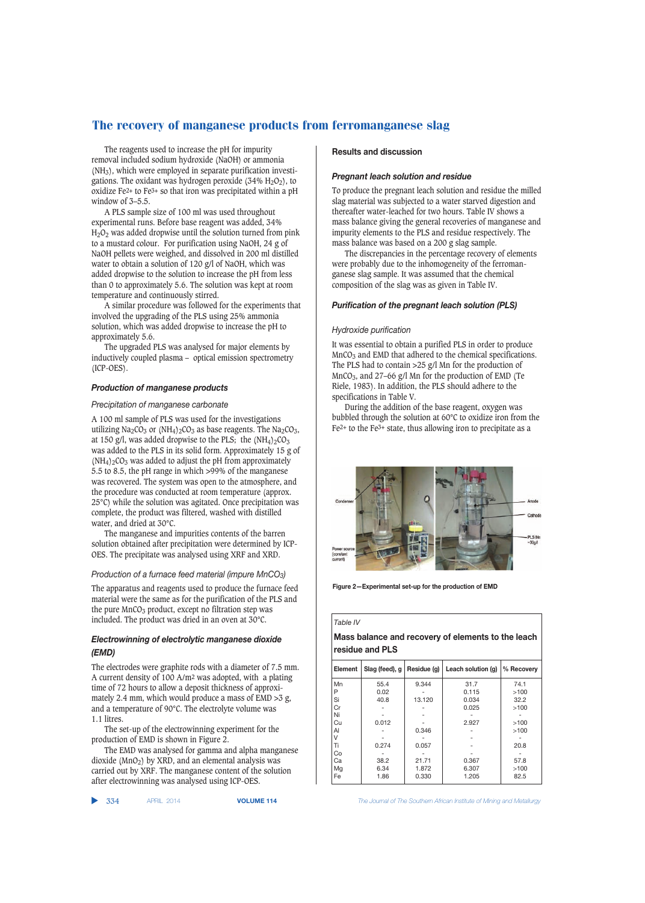The reagents used to increase the pH for impurity removal included sodium hydroxide (NaOH) or ammonia ($NH_3$), which were employed in separate purification investigations. The oxidant was hydrogen peroxide (34% $H_2O_2$), to oxidize $Fe^{2+}$ to $Fe^{3+}$ so that iron was precipitated within a pH window of 3–5.5.

A PLS sample size of 100 ml was used throughout experimental runs. Before base reagent was added, 34% $H_2O_2$ was added dropwise until the solution turned from pink to a mustard colour. For purification using NaOH, 24 g of NaOH pellets were weighed, and dissolved in 200 ml distilled water to obtain a solution of 120 g/l of NaOH, which was added dropwise to the solution to increase the pH from less than 0 to approximately 5.6. The solution was kept at room temperature and continuously stirred.

A similar procedure was followed for the experiments that involved the upgrading of the PLS using 25% ammonia solution, which was added dropwise to increase the pH to approximately 5.6.

The upgraded PLS was analysed for major elements by inductively coupled plasma – optical emission spectrometry (ICP-OES).

### *Production of manganese products*

#### *Precipitation of manganese carbonate*

A 100 ml sample of PLS was used for the investigations utilizing $Na_2CO_3$ or $(NH_4)_2CO_3$ as base reagents. The $Na_2CO_3$, at 150 g/l, was added dropwise to the PLS; the $(NH_4)_2CO_3$ was added to the PLS in its solid form. Approximately 15 g of $(NH_4)_2CO_3$ was added to adjust the pH from approximately 5.5 to 8.5, the pH range in which >99% of the manganese was recovered. The system was open to the atmosphere, and the procedure was conducted at room temperature (approx. 25°C) while the solution was agitated. Once precipitation was complete, the product was filtered, washed with distilled water, and dried at 30°C.

The manganese and impurities contents of the barren solution obtained after precipitation were determined by ICP-OES. The precipitate was analysed using XRF and XRD.

#### *Production of a furnace feed material (impure $MnCO_3$)*

The apparatus and reagents used to produce the furnace feed material were the same as for the purification of the PLS and the pure $MnCO_3$ product, except no filtration step was included. The product was dried in an oven at 30°C.

### *Electrowinning of electrolytic manganese dioxide (EMD)*

The electrodes were graphite rods with a diameter of 7.5 mm. A current density of 100 A/m2 was adopted, with a plating time of 72 hours to allow a deposit thickness of approximately 2.4 mm, which would produce a mass of EMD >3 g, and a temperature of 90°C. The electrolyte volume was 1.1 litres.

The set-up of the electrowinning experiment for the production of EMD is shown in Figure 2.

The EMD was analysed for gamma and alpha manganese dioxide ($MnO_2$) by XRD, and an elemental analysis was carried out by XRF. The manganese content of the solution after electrowinning was analysed using ICP-OES.

## Results and discussion

### *Pregnant leach solution and residue*

To produce the pregnant leach solution and residue the milled slag material was subjected to a water starved digestion and thereafter water-leached for two hours. Table IV shows a mass balance giving the general recoveries of manganese and impurity elements to the PLS and residue respectively. The mass balance was based on a 200 g slag sample.

The discrepancies in the percentage recovery of elements were probably due to the inhomogeneity of the ferromanganese slag sample. It was assumed that the chemical composition of the slag was as given in Table IV.

### *Purification of the pregnant leach solution (PLS)*

#### *Hydroxide purification*

It was essential to obtain a purified PLS in order to produce $MnCO_3$ and EMD that adhered to the chemical specifications. The PLS had to contain >25 g/l Mn for the production of $MnCO_3$, and 27–66 g/l Mn for the production of EMD (Te Riele, 1983). In addition, the PLS should adhere to the specifications in Table V.

During the addition of the base reagent, oxygen was bubbled through the solution at 60°C to oxidize iron from the $Fe^{2+}$ to the $Fe^{3+}$ state, thus allowing iron to precipitate as a

Figure 2—Experimental set-up for the production of EMD

*Table IV*

**Mass balance and recovery of elements to the leach residue and PLS**

| Element | Slag (feed), g | Residue (g) | Leach solution (g) | % Recovery |
|---|---|---|---|---|
| Mn | 55.4 | 9.344 | 31.7 | 74.1 |
| P | 0.02 | - | 0.115 | >100 |
| Si | 40.8 | 13.120 | 0.034 | 32.2 |
| Cr | - | - | 0.025 | >100 |
| Ni | - | - | - | - |
| Cu | 0.012 | - | 2.927 | >100 |
| Al | - | 0.346 | - | >100 |
| V | - | - | - | - |
| Ti | 0.274 | 0.057 | - | 20.8 |
| Co | - | - | - | - |
| Ca | 38.2 | 21.71 | 0.367 | 57.8 |
| Mg | 6.34 | 1.872 | 6.307 | >100 |
| Fe | 1.86 | 0.330 | 1.205 | 82.5 |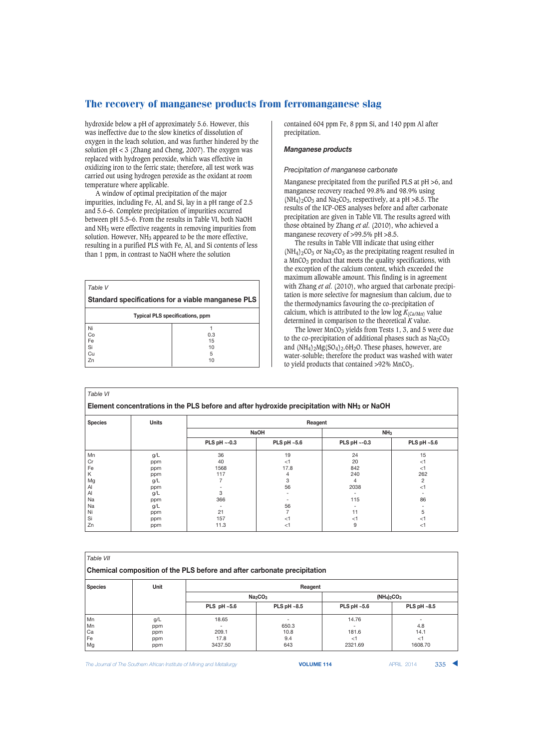hydroxide below a pH of approximately 5.6. However, this was ineffective due to the slow kinetics of dissolution of oxygen in the leach solution, and was further hindered by the solution pH < 3 (Zhang and Cheng, 2007). The oxygen was replaced with hydrogen peroxide, which was effective in oxidizing iron to the ferric state; therefore, all test work was carried out using hydrogen peroxide as the oxidant at room temperature where applicable.

A window of optimal precipitation of the major impurities, including Fe, Al, and Si, lay in a pH range of 2.5 and 5.6–6. Complete precipitation of impurities occurred between pH 5.5–6. From the results in Table VI, both NaOH and $NH_3$ were effective reagents in removing impurities from solution. However, $NH_3$ appeared to be the more effective, resulting in a purified PLS with Fe, Al, and Si contents of less than 1 ppm, in contrast to NaOH where the solution contained 604 ppm Fe, 8 ppm Si, and 140 ppm Al after precipitation.

*Table V*

**Standard specifications for a viable manganese PLS**

| Typical PLS specifications, ppm | |
|---|---|
| Ni | 1 |
| Co | 0.3 |
| Fe | 15 |
| Si | 10 |
| Cu | 5 |
| Zn | 10 |

### *Manganese products*

*Precipitation of manganese carbonate*

Manganese precipitated from the purified PLS at pH >6, and manganese recovery reached 99.8% and 98.9% using $(NH_4)_2CO_3$ and $Na_2CO_3$, respectively, at a pH >8.5. The results of the ICP-OES analyses before and after carbonate precipitation are given in Table VII. The results agreed with those obtained by Zhang *et al.* (2010), who achieved a manganese recovery of >99.5% pH >8.5.

The results in Table VIII indicate that using either $(NH_4)_2CO_3$ or $Na_2CO_3$ as the precipitating reagent resulted in a $MnCO_3$ product that meets the quality specifications, with the exception of the calcium content, which exceeded the maximum allowable amount. This finding is in agreement with Zhang *et al.* (2010), who argued that carbonate precipitation is more selective for magnesium than calcium, due to the thermodynamics favouring the co-precipitation of calcium, which is attributed to the low log $K_{(Ca/Mn)}$ value determined in comparison to the theoretical $K$ value.

The lower $MnCO_3$ yields from Tests 1, 3, and 5 were due to the co-precipitation of additional phases such as $Na_2CO_3$ and $(NH_4)_2Mg(SO_4)_2.6H_2O$. These phases, however, are water-soluble; therefore the product was washed with water to yield products that contained >92% $MnCO_3$.

*Table VI*

**Element concentrations in the PLS before and after hydroxide precipitation with $NH_3$ or NaOH**

| Species | Units | Reagent | | | |
|---|---|---|---|---|---|
| | | NaOH | | $NH_3$ | |
| | | PLS pH ~-0.3 | PLS pH ~5.6 | PLS pH ~-0.3 | PLS pH ~5.6 |
| Mn | g/L | 36 | 19 | 24 | 15 |
| Cr | ppm | 40 | <1 | 20 | <1 |
| Fe | ppm | 1568 | 17.8 | 842 | <1 |
| K | ppm | 117 | 4 | 240 | 262 |
| Mg | g/L | 7 | 3 | 4 | 2 |
| Al | ppm | - | 56 | 2038 | <1 |
| Al | g/L | 3 | - | - | - |
| Na | ppm | 366 | - | 115 | 86 |
| Na | g/L | - | 56 | - | - |
| Ni | ppm | 21 | 7 | 11 | 5 |
| Si | ppm | 157 | <1 | <1 | <1 |
| Zn | ppm | 11.3 | <1 | 9 | <1 |

*Table VII*

**Chemical composition of the PLS before and after carbonate precipitation**

| Species | Unit | Reagent | | | |
|---|---|---|---|---|---|
| | | $Na_2CO_3$ | | $(NH_4)_2CO_3$ | |
| | | PLS pH ~5.6 | PLS pH ~8.5 | PLS pH ~5.6 | PLS pH ~8.5 |
| Mn | g/L | 18.65 | - | 14.76 | - |
| Mn | ppm | - | 650.3 | - | 4.8 |
| Ca | ppm | 209.1 | 10.8 | 181.6 | 14.1 |
| Fe | ppm | 17.8 | 9.4 | <1 | <1 |
| Mg | ppm | 3437.50 | 643 | 2321.69 | 1608.70 |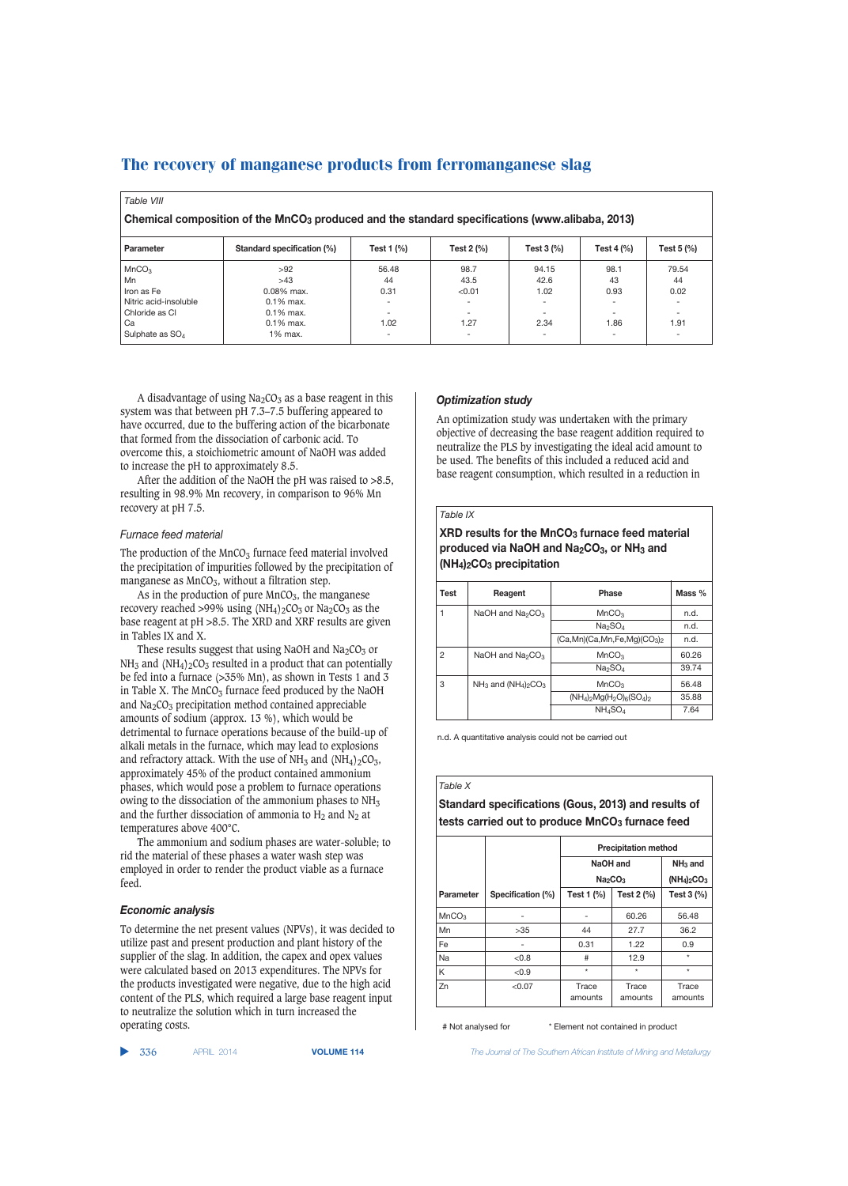*Table VIII*

**Chemical composition of the $MnCO_3$ produced and the standard specifications (www.alibaba, 2013)**

| Parameter | Standard specification (%) | Test 1 (%) | Test 2 (%) | Test 3 (%) | Test 4 (%) | Test 5 (%) |
|---|---|---|---|---|---|---|
| $MnCO_3$ | >92 | 56.48 | 98.7 | 94.15 | 98.1 | 79.54 |
| Mn | >43 | 44 | 43.5 | 42.6 | 43 | 44 |
| Iron as Fe | 0.08% max. | 0.31 | <0.01 | 1.02 | 0.93 | 0.02 |
| Nitric acid-insoluble | 0.1% max. | - | - | - | - | - |
| Chloride as Cl | 0.1% max. | - | - | - | - | - |
| Ca | 0.1% max. | 1.02 | 1.27 | 2.34 | 1.86 | 1.91 |
| Sulphate as $SO_4$ | 1% max. | - | - | - | - | - |

A disadvantage of using $Na_2CO_3$ as a base reagent in this system was that between pH 7.3–7.5 buffering appeared to have occurred, due to the buffering action of the bicarbonate that formed from the dissociation of carbonic acid. To overcome this, a stoichiometric amount of NaOH was added to increase the pH to approximately 8.5.

After the addition of the NaOH the pH was raised to >8.5, resulting in 98.9% Mn recovery, in comparison to 96% Mn recovery at pH 7.5.

### *Furnace feed material*

The production of the $MnCO_3$ furnace feed material involved the precipitation of impurities followed by the precipitation of manganese as $MnCO_3$, without a filtration step.

As in the production of pure $MnCO_3$, the manganese recovery reached >99% using $(NH_4)_2CO_3$ or $Na_2CO_3$ as the base reagent at pH >8.5. The XRD and XRF results are given in Tables IX and X.

These results suggest that using NaOH and $Na_2CO_3$ or $NH_3$ and $(NH_4)_2CO_3$ resulted in a product that can potentially be fed into a furnace (>35% Mn), as shown in Tests 1 and 3 in Table X. The $MnCO_3$ furnace feed produced by the NaOH and $Na_2CO_3$ precipitation method contained appreciable amounts of sodium (approx. 13 %), which would be detrimental to furnace operations because of the build-up of alkali metals in the furnace, which may lead to explosions and refractory attack. With the use of $NH_3$ and $(NH_4)_2CO_3$, approximately 45% of the product contained ammonium phases, which would pose a problem to furnace operations owing to the dissociation of the ammonium phases to $NH_3$ and the further dissociation of ammonia to $H_2$ and $N_2$ at temperatures above 400°C.

The ammonium and sodium phases are water-soluble; to rid the material of these phases a water wash step was employed in order to render the product viable as a furnace feed.

### *Economic analysis*

To determine the net present values (NPVs), it was decided to utilize past and present production and plant history of the supplier of the slag. In addition, the capex and opex values were calculated based on 2013 expenditures. The NPVs for the products investigated were negative, due to the high acid content of the PLS, which required a large base reagent input to neutralize the solution which in turn increased the operating costs.

### *Optimization study*

An optimization study was undertaken with the primary objective of decreasing the base reagent addition required to neutralize the PLS by investigating the ideal acid amount to be used. The benefits of this included a reduced acid and base reagent consumption, which resulted in a reduction in

*Table IX*

**XRD results for the $MnCO_3$ furnace feed material produced via NaOH and $Na_2CO_3$, or $NH_3$ and $(NH_4)_2CO_3$ precipitation**

| Test | Reagent | Phase | Mass % |
|---|---|---|---|
| 1 | NaOH and $Na_2CO_3$ | $MnCO_3$ | n.d. |
| | | $Na_2SO_4$ | n.d. |
| | | $(Ca,Mn)(Ca,Mn,Fe,Mg)(CO_3)_2$ | n.d. |
| 2 | NaOH and $Na_2CO_3$ | $MnCO_3$ | 60.26 |
| | | $Na_2SO_4$ | 39.74 |
| 3 | $NH_3$ and $(NH_4)_2CO_3$ | $MnCO_3$ | 56.48 |
| | | $(NH_4)_2Mg(H_2O)_6(SO_4)_2$ | 35.88 |
| | | $NH_4SO_4$ | 7.64 |

n.d. A quantitative analysis could not be carried out

*Table X*

**Standard specifications (Gous, 2013) and results of tests carried out to produce $MnCO_3$ furnace feed**

| | | Precipitation method | | |
|---|---|---|---|---|
| | | NaOH and $Na_2CO_3$ | | $NH_3$ and $(NH_4)_2CO_3$ |
| Parameter | Specification (%) | Test 1 (%) | Test 2 (%) | Test 3 (%) |
| $MnCO_3$ | - | - | 60.26 | 56.48 |
| Mn | >35 | 44 | 27.7 | 36.2 |
| Fe | - | 0.31 | 1.22 | 0.9 |
| Na | <0.8 | # | 12.9 | * |
| K | <0.9 | * | * | * |
| Zn | <0.07 | Trace amounts | Trace amounts | Trace amounts |

# Not analysed for * Element not contained in product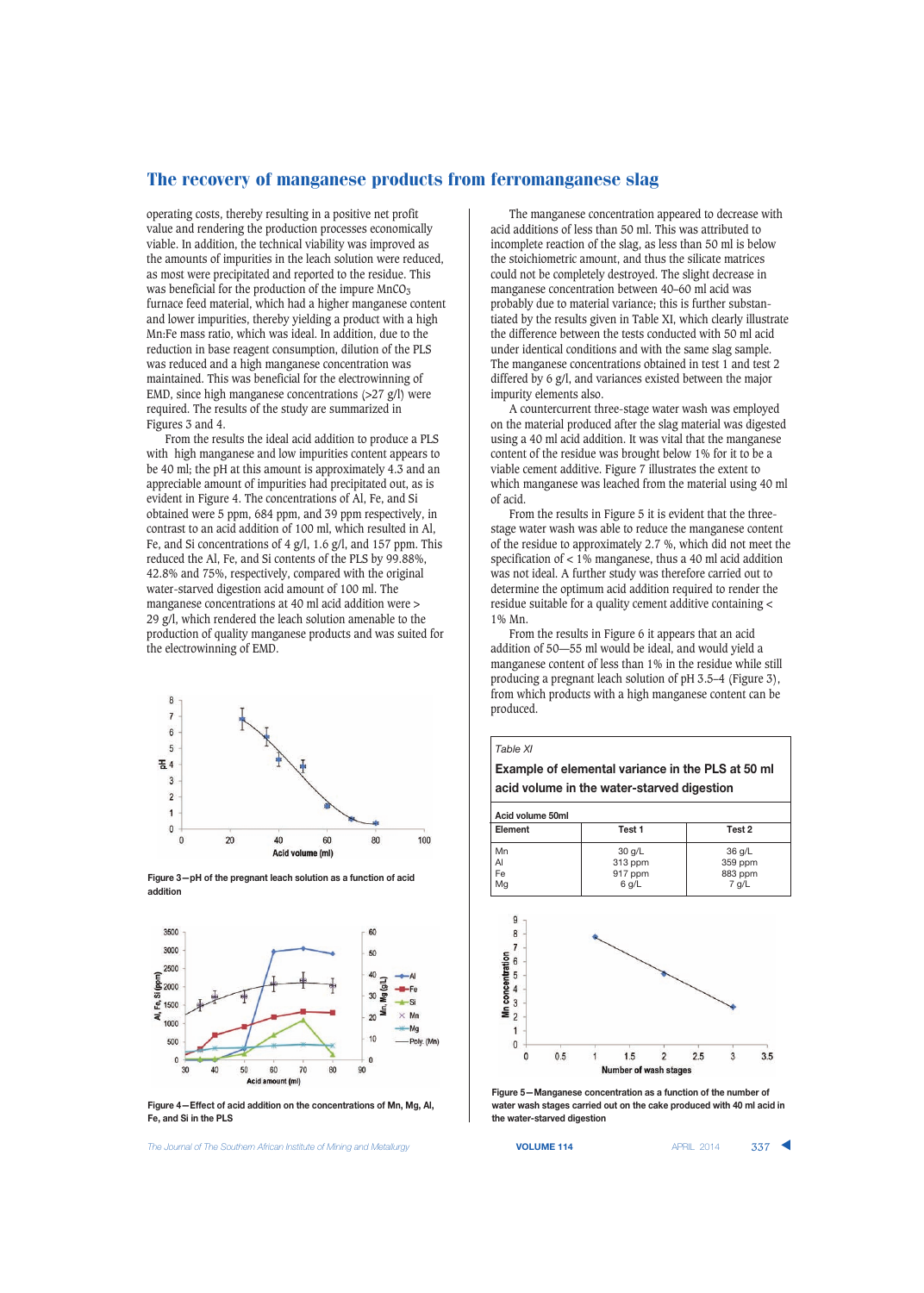operating costs, thereby resulting in a positive net profit value and rendering the production processes economically viable. In addition, the technical viability was improved as the amounts of impurities in the leach solution were reduced, as most were precipitated and reported to the residue. This was beneficial for the production of the impure $MnCO_3$ furnace feed material, which had a higher manganese content and lower impurities, thereby yielding a product with a high Mn:Fe mass ratio, which was ideal. In addition, due to the reduction in base reagent consumption, dilution of the PLS was reduced and a high manganese concentration was maintained. This was beneficial for the electrowinning of EMD, since high manganese concentrations (>27 g/l) were required. The results of the study are summarized in Figures 3 and 4.

From the results the ideal acid addition to produce a PLS with high manganese and low impurities content appears to be 40 ml; the pH at this amount is approximately 4.3 and an appreciable amount of impurities had precipitated out, as is evident in Figure 4. The concentrations of Al, Fe, and Si obtained were 5 ppm, 684 ppm, and 39 ppm respectively, in contrast to an acid addition of 100 ml, which resulted in Al, Fe, and Si concentrations of 4 g/l, 1.6 g/l, and 157 ppm. This reduced the Al, Fe, and Si contents of the PLS by 99.88%, 42.8% and 75%, respectively, compared with the original water-starved digestion acid amount of 100 ml. The manganese concentrations at 40 ml acid addition were > 29 g/l, which rendered the leach solution amenable to the production of quality manganese products and was suited for the electrowinning of EMD.

Figure 3—pH of the pregnant leach solution as a function of acid addition

Figure 4—Effect of acid addition on the concentrations of Mn, Mg, Al, Fe, and Si in the PLS

The manganese concentration appeared to decrease with acid additions of less than 50 ml. This was attributed to incomplete reaction of the slag, as less than 50 ml is below the stoichiometric amount, and thus the silicate matrices could not be completely destroyed. The slight decrease in manganese concentration between 40–60 ml acid was probably due to material variance; this is further substantiated by the results given in Table XI, which clearly illustrate the difference between the tests conducted with 50 ml acid under identical conditions and with the same slag sample. The manganese concentrations obtained in test 1 and test 2 differed by 6 g/l, and variances existed between the major impurity elements also.

A countercurrent three-stage water wash was employed on the material produced after the slag material was digested using a 40 ml acid addition. It was vital that the manganese content of the residue was brought below 1% for it to be a viable cement additive. Figure 7 illustrates the extent to which manganese was leached from the material using 40 ml of acid.

From the results in Figure 5 it is evident that the three-stage water wash was able to reduce the manganese content of the residue to approximately 2.7 %, which did not meet the specification of < 1% manganese, thus a 40 ml acid addition was not ideal. A further study was therefore carried out to determine the optimum acid addition required to render the residue suitable for a quality cement additive containing < 1% Mn.

From the results in Figure 6 it appears that an acid addition of 50—55 ml would be ideal, and would yield a manganese content of less than 1% in the residue while still producing a pregnant leach solution of pH 3.5–4 (Figure 3), from which products with a high manganese content can be produced.

*Table XI*

**Example of elemental variance in the PLS at 50 ml acid volume in the water-starved digestion**

| Acid volume 50ml | | |
|---|---|---|
| **Element** | **Test 1** | **Test 2** |
| Mn | 30 g/L | 36 g/L |
| Al | 313 ppm | 359 ppm |
| Fe | 917 ppm | 883 ppm |
| Mg | 6 g/L | 7 g/L |

Figure 5—Manganese concentration as a function of the number of water wash stages carried out on the cake produced with 40 ml acid in the water-starved digestion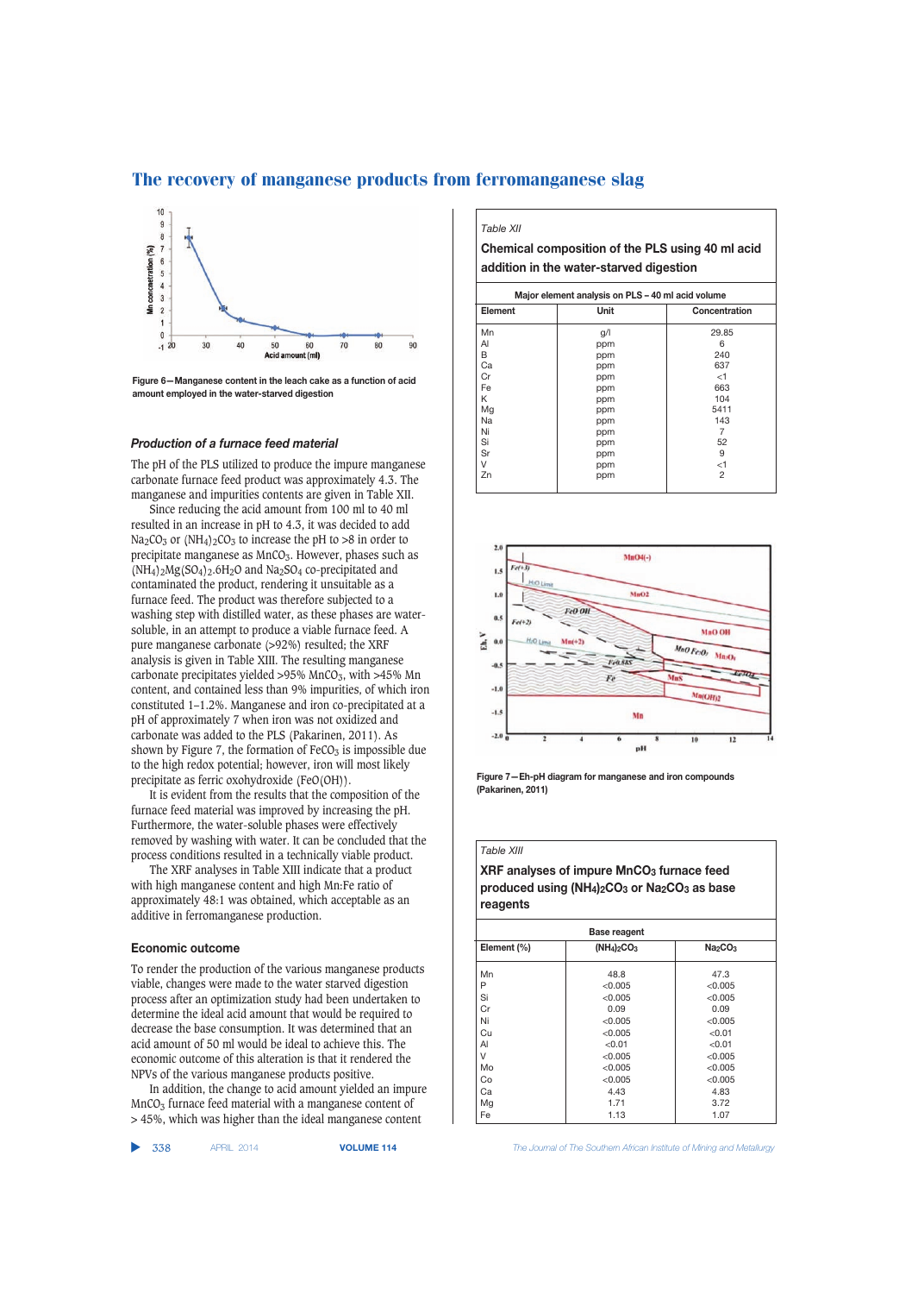Figure 6—Manganese content in the leach cake as a function of acid amount employed in the water-starved digestion

### Production of a furnace feed material

The pH of the PLS utilized to produce the impure manganese carbonate furnace feed product was approximately 4.3. The manganese and impurities contents are given in Table XII.

Since reducing the acid amount from 100 ml to 40 ml resulted in an increase in pH to 4.3, it was decided to add $Na_2CO_3$ or $(NH_4)_2CO_3$ to increase the pH to >8 in order to precipitate manganese as $MnCO_3$. However, phases such as $(NH_4)_2Mg(SO_4)_2.6H_2O$ and $Na_2SO_4$ co-precipitated and contaminated the product, rendering it unsuitable as a furnace feed. The product was therefore subjected to a washing step with distilled water, as these phases are water-soluble, in an attempt to produce a viable furnace feed. A pure manganese carbonate (>92%) resulted; the XRF analysis is given in Table XIII. The resulting manganese carbonate precipitates yielded >95% $MnCO_3$, with >45% Mn content, and contained less than 9% impurities, of which iron constituted 1–1.2%. Manganese and iron co-precipitated at a pH of approximately 7 when iron was not oxidized and carbonate was added to the PLS (Pakarinen, 2011). As shown by Figure 7, the formation of $FeCO_3$ is impossible due to the high redox potential; however, iron will most likely precipitate as ferric oxohydroxide (FeO(OH)).

It is evident from the results that the composition of the furnace feed material was improved by increasing the pH. Furthermore, the water-soluble phases were effectively removed by washing with water. It can be concluded that the process conditions resulted in a technically viable product.

The XRF analyses in Table XIII indicate that a product with high manganese content and high Mn:Fe ratio of approximately 48:1 was obtained, which acceptable as an additive in ferromanganese production.

### Economic outcome

To render the production of the various manganese products viable, changes were made to the water starved digestion process after an optimization study had been undertaken to determine the ideal acid amount that would be required to decrease the base consumption. It was determined that an acid amount of 50 ml would be ideal to achieve this. The economic outcome of this alteration is that it rendered the NPVs of the various manganese products positive.

In addition, the change to acid amount yielded an impure $MnCO_3$ furnace feed material with a manganese content of > 45%, which was higher than the ideal manganese content

*Table XII*

**Chemical composition of the PLS using 40 ml acid addition in the water-starved digestion**

| Major element analysis on PLS – 40 ml acid volume | | |
|---|---|---|
| **Element** | **Unit** | **Concentration** |
| Mn | g/l | 29.85 |
| Al | ppm | 6 |
| B | ppm | 240 |
| Ca | ppm | 637 |
| Cr | ppm | <1 |
| Fe | ppm | 663 |
| K | ppm | 104 |
| Mg | ppm | 5411 |
| Na | ppm | 143 |
| Ni | ppm | 7 |
| Si | ppm | 52 |
| Sr | ppm | 9 |
| V | ppm | <1 |
| Zn | ppm | 2 |

Figure 7—Eh-pH diagram for manganese and iron compounds (Pakarinen, 2011)

*Table XIII*

**XRF analyses of impure $MnCO_3$ furnace feed produced using $(NH_4)_2CO_3$ or $Na_2CO_3$ as base reagents**

| | Base reagent | |
|---|---|---|
| **Element (%)** | **$(NH_4)_2CO_3$** | **$Na_2CO_3$** |
| Mn | 48.8 | 47.3 |
| P | <0.005 | <0.005 |
| Si | <0.005 | <0.005 |
| Cr | 0.09 | 0.09 |
| Ni | <0.005 | <0.005 |
| Cu | <0.005 | <0.01 |
| Al | <0.01 | <0.01 |
| V | <0.005 | <0.005 |
| Mo | <0.005 | <0.005 |
| Co | <0.005 | <0.005 |
| Ca | 4.43 | 4.83 |
| Mg | 1.71 | 3.72 |
| Fe | 1.13 | 1.07 |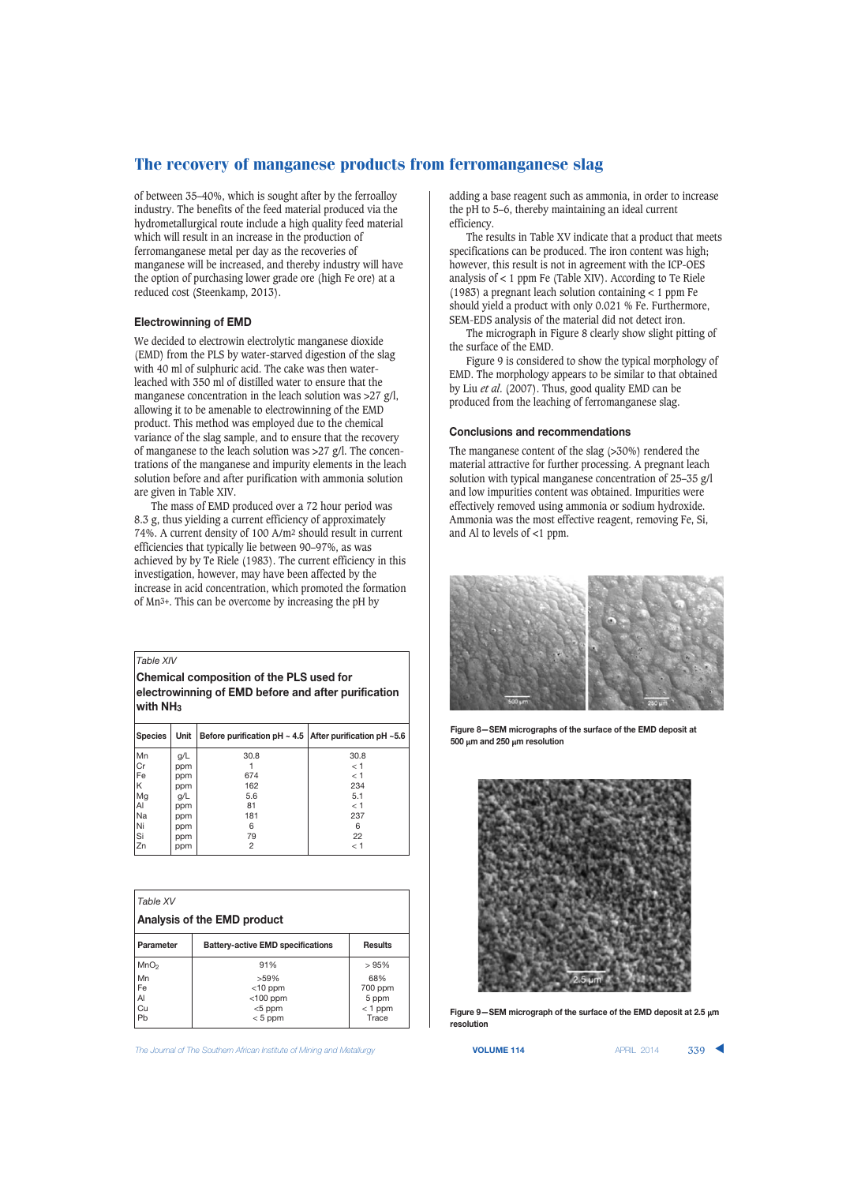of between 35–40%, which is sought after by the ferroalloy industry. The benefits of the feed material produced via the hydrometallurgical route include a high quality feed material which will result in an increase in the production of ferromanganese metal per day as the recoveries of manganese will be increased, and thereby industry will have the option of purchasing lower grade ore (high Fe ore) at a reduced cost (Steenkamp, 2013).

### Electrowinning of EMD

We decided to electrowin electrolytic manganese dioxide (EMD) from the PLS by water-starved digestion of the slag with 40 ml of sulphuric acid. The cake was then water-leached with 350 ml of distilled water to ensure that the manganese concentration in the leach solution was >27 g/l, allowing it to be amenable to electrowinning of the EMD product. This method was employed due to the chemical variance of the slag sample, and to ensure that the recovery of manganese to the leach solution was >27 g/l. The concentrations of the manganese and impurity elements in the leach solution before and after purification with ammonia solution are given in Table XIV.

The mass of EMD produced over a 72 hour period was 8.3 g, thus yielding a current efficiency of approximately 74%. A current density of 100 A/m$^2$ should result in current efficiencies that typically lie between 90–97%, as was achieved by by Te Riele (1983). The current efficiency in this investigation, however, may have been affected by the increase in acid concentration, which promoted the formation of $Mn^{3+}$. This can be overcome by increasing the pH by adding a base reagent such as ammonia, in order to increase the pH to 5–6, thereby maintaining an ideal current efficiency.

The results in Table XV indicate that a product that meets specifications can be produced. The iron content was high; however, this result is not in agreement with the ICP-OES analysis of < 1 ppm Fe (Table XIV). According to Te Riele (1983) a pregnant leach solution containing < 1 ppm Fe should yield a product with only 0.021 % Fe. Furthermore, SEM-EDS analysis of the material did not detect iron.

The micrograph in Figure 8 clearly show slight pitting of the surface of the EMD.

Figure 9 is considered to show the typical morphology of EMD. The morphology appears to be similar to that obtained by Liu *et al.* (2007). Thus, good quality EMD can be produced from the leaching of ferromanganese slag.

*Table XIV*

**Chemical composition of the PLS used for electrowinning of EMD before and after purification with $NH_3$**

| Species | Unit | Before purification pH ~ 4.5 | After purification pH ~5.6 |
|---|---|---|---|
| Mn | g/L | 30.8 | 30.8 |
| Cr | ppm | 1 | < 1 |
| Fe | ppm | 674 | < 1 |
| K | ppm | 162 | 234 |
| Mg | g/L | 5.6 | 5.1 |
| Al | ppm | 81 | < 1 |
| Na | ppm | 181 | 237 |
| Ni | ppm | 6 | 6 |
| Si | ppm | 79 | 22 |
| Zn | ppm | 2 | < 1 |

*Table XV*

**Analysis of the EMD product**

| Parameter | Battery-active EMD specifications | Results |
|---|---|---|
| $MnO_2$ | 91% | > 95% |
| Mn | >59% | 68% |
| Fe | <10 ppm | 700 ppm |
| Al | <100 ppm | 5 ppm |
| Cu | <5 ppm | < 1 ppm |
| Pb | < 5 ppm | Trace |

### Conclusions and recommendations

The manganese content of the slag (>30%) rendered the material attractive for further processing. A pregnant leach solution with typical manganese concentration of 25–35 g/l and low impurities content was obtained. Impurities were effectively removed using ammonia or sodium hydroxide. Ammonia was the most effective reagent, removing Fe, Si, and Al to levels of <1 ppm.

**Figure 8—SEM micrographs of the surface of the EMD deposit at 500 μm and 250 μm resolution**

**Figure 9—SEM micrograph of the surface of the EMD deposit at 2.5 μm resolution**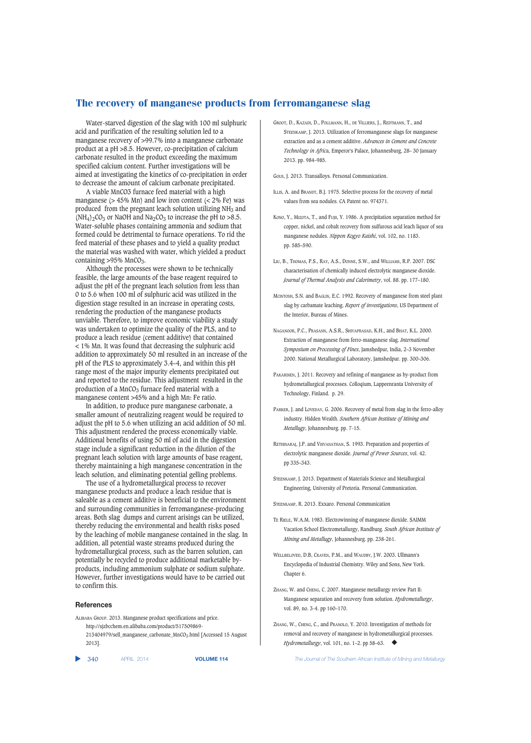Water-starved digestion of the slag with 100 ml sulphuric acid and purification of the resulting solution led to a manganese recovery of >99.7% into a manganese carbonate product at a pH >8.5. However, co-precipitation of calcium carbonate resulted in the product exceeding the maximum specified calcium content. Further investigations will be aimed at investigating the kinetics of co-precipitation in order to decrease the amount of calcium carbonate precipitated.

A viable MnCO3 furnace feed material with a high manganese (> 45% Mn) and low iron content (< 2% Fe) was produced from the pregnant leach solution utilizing $NH_3$ and $(NH_4)_2CO_3$ or NaOH and $Na_2CO_3$ to increase the pH to >8.5. Water-soluble phases containing ammonia and sodium that formed could be detrimental to furnace operations. To rid the feed material of these phases and to yield a quality product the material was washed with water, which yielded a product containing >95% $MnCO_3$.

Although the processes were shown to be technically feasible, the large amounts of the base reagent required to adjust the pH of the pregnant leach solution from less than 0 to 5.6 when 100 ml of sulphuric acid was utilized in the digestion stage resulted in an increase in operating costs, rendering the production of the manganese products unviable. Therefore, to improve economic viability a study was undertaken to optimize the quality of the PLS, and to produce a leach residue (cement additive) that contained < 1% Mn. It was found that decreasing the sulphuric acid addition to approximately 50 ml resulted in an increase of the pH of the PLS to approximately 3.4–4, and within this pH range most of the major impurity elements precipitated out and reported to the residue. This adjustment resulted in the production of a $MnCO_3$ furnace feed material with a manganese content >45% and a high Mn: Fe ratio.

In addition, to produce pure manganese carbonate, a smaller amount of neutralizing reagent would be required to adjust the pH to 5.6 when utilizing an acid addition of 50 ml. This adjustment rendered the process economically viable. Additional benefits of using 50 ml of acid in the digestion stage include a significant reduction in the dilution of the pregnant leach solution with large amounts of base reagent, thereby maintaining a high manganese concentration in the leach solution, and eliminating potential gelling problems.

The use of a hydrometallurgical process to recover manganese products and produce a leach residue that is saleable as a cement additive is beneficial to the environment and surrounding communities in ferromanganese-producing areas. Both slag dumps and current arisings can be utilized, thereby reducing the environmental and health risks posed by the leaching of mobile manganese contained in the slag. In addition, all potential waste streams produced during the hydrometallurgical process, such as the barren solution, can potentially be recycled to produce additional marketable by-products, including ammonium sulphate or sodium sulphate. However, further investigations would have to be carried out to confirm this.

## References

Alibaba Group. 2013. Manganese product specifications and price. http://sjzbcchem.en.alibaba.com/product/517509869-213404979/sell_manganese_carbonate_MnCO$_3$.html [Accessed 15 August 2013].

Groot, D., Kazadi, D., Pollmann, H., de Villiers, J., Redtmann, T., and Steenkamp, J. 2013. Utilization of ferromanganese slags for manganese extraction and as a cement additive. *Advances in Cement and Concrete Technology in Africa*, Emperor's Palace, Johannesburg, 28– 30 January 2013. pp. 984–985.

Gous, J. 2013. Transalloys. Personal Communication.

Illis, A. and Brandt, B.J. 1975. Selective process for the recovery of metal values from sea nodules. CA Patent no. 974371.

Kono, Y., Mizota, T., and Fujii, Y. 1986. A precipitation separation method for copper, nickel, and cobalt recovery from sulfurous acid leach liquor of sea manganese nodules. *Nippon Kogyo Kaishi*, vol. 102, no. 1183. pp. 585–590.

Liu, B., Thomas, P.S., Ray, A.S., Donne, S.W., and Williams, R.P. 2007. DSC characterisation of chemically induced electrolytic manganese dioxide. *Journal of Thermal Analysis and Calorimetry*, vol. 88. pp. 177–180.

Mcintosh, S.N. and Baglin, E.C. 1992. Recovery of manganese from steel plant slag by carbamate leaching. *Report of investigations*, US Department of the Interior, Bureau of Mines.

Naganoor, P.C., Prasann, A.S.R., Shivaprasad, K.H., and Bhat, K.L. 2000. Extraction of manganese from ferro-manganese slag. *International Symposium on Processing of Fines*, Jamshedpur, India, 2–3 November 2000. National Metallurgical Laboratory, Jamshedpur. pp. 300–306.

Pakarinen, J. 2011. Recovery and refining of manganese as by-product from hydrometallurgical processes. Colloqium, Lappeenranta University of Technology, Finland. p. 29.

Parker, J. and Loveday, G. 2006. Recovery of metal from slag in the ferro-alloy industry. Hidden Wealth. *Southern African Institute of Mining and Metallugy*, Johannesburg. pp. 7-15.

Rethinaraj, J.P. and Visvanathan, S. 1993. Preparation and properties of electrolytic manganese dioxide. *Journal of Power Sources*, vol. 42. pp 335–343.

Steenkamp, J. 2013. Department of Materials Science and Metallurgical Engineering, University of Pretoria. Personal Communication.

Steenkamp, R. 2013. Exxaro. Personal Communication

Te Riele, W.A.M. 1983. Electrowinning of manganese dioxide. SAIMM Vacation School Electrometallurgy, Randburg. *South African Institute of Mining and Metallurgy*, Johannesburg. pp. 238-261.

Wellbeloved, D.B, Craven, P.M., and Waudby, J.W. 2003. Ullmann's Encyclopedia of Industrial Chemistry. Wiley and Sons, New York. Chapter 6.

Zhang, W. and Cheng, C. 2007. Manganese metallurgy review Part II: Manganese separation and recovery from solution. *Hydrometallurgy*, vol. 89, no. 3-4. pp 160–170.

Zhang, W., Cheng, C., and Pranolo, Y. 2010. Investigation of methods for removal and recovery of manganese in hydrometallurgical processes. *Hydrometallurgy*, vol. 101, no. 1–2. pp 58–63. ◆